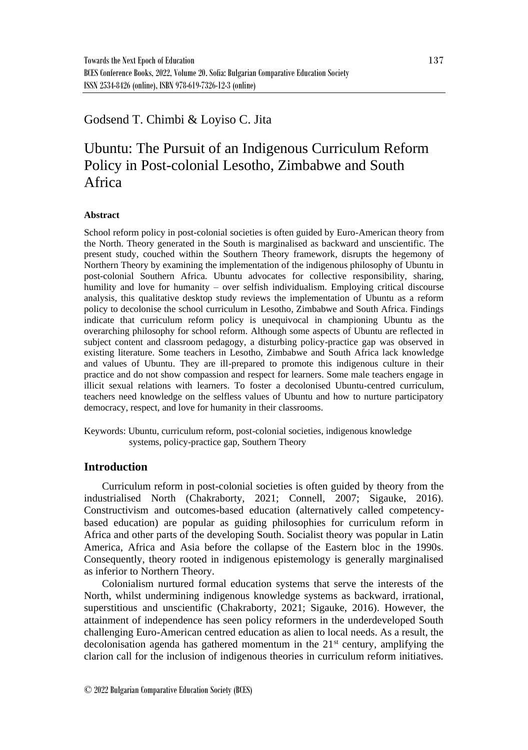Godsend T. Chimbi & Loyiso C. Jita

# Ubuntu: The Pursuit of an Indigenous Curriculum Reform Policy in Post-colonial Lesotho, Zimbabwe and South Africa

### Abstract

School reform policy in post-colonial societies is often guided by Euro-American theory from the North. Theory generated in the South is marginalised as backward and unscientific. The present study, couched within the Southern Theory framework, disrupts the hegemony of Northern Theory by examining the implementation of the indigenous philosophy of Ubuntu in post-colonial Southern Africa. Ubuntu advocates for collective responsibility, sharing, humility and love for humanity – over selfish individualism. Employing critical discourse analysis, this qualitative desktop study reviews the implementation of Ubuntu as a reform policy to decolonise the school curriculum in Lesotho, Zimbabwe and South Africa. Findings indicate that curriculum reform policy is unequivocal in championing Ubuntu as the overarching philosophy for school reform. Although some aspects of Ubuntu are reflected in subject content and classroom pedagogy, a disturbing policy-practice gap was observed in existing literature. Some teachers in Lesotho, Zimbabwe and South Africa lack knowledge and values of Ubuntu. They are ill-prepared to promote this indigenous culture in their practice and do not show compassion and respect for learners. Some male teachers engage in illicit sexual relations with learners. To foster a decolonised Ubuntu-centred curriculum, teachers need knowledge on the selfless values of Ubuntu and how to nurture participatory democracy, respect, and love for humanity in their classrooms.

Keywords: Ubuntu, curriculum reform, post-colonial societies, indigenous knowledge systems, policy-practice gap, Southern Theory

## Introduction

Curriculum reform in post-colonial societies is often guided by theory from the industrialised North (Chakraborty, 2021; Connell, 2007; Sigauke, 2016). Constructivism and outcomes-based education (alternatively called competency-based education) are popular as guiding philosophies for curriculum reform in Africa and other parts of the developing South. Socialist theory was popular in Latin America, Africa and Asia before the collapse of the Eastern bloc in the 1990s. Consequently, theory rooted in indigenous epistemology is generally marginalised as inferior to Northern Theory.

Colonialism nurtured formal education systems that serve the interests of the North, whilst undermining indigenous knowledge systems as backward, irrational, superstitious and unscientific (Chakraborty, 2021; Sigauke, 2016). However, the attainment of independence has seen policy reformers in the underdeveloped South challenging Euro-American centred education as alien to local needs. As a result, the decolonisation agenda has gathered momentum in the 21st century, amplifying the clarion call for the inclusion of indigenous theories in curriculum reform initiatives.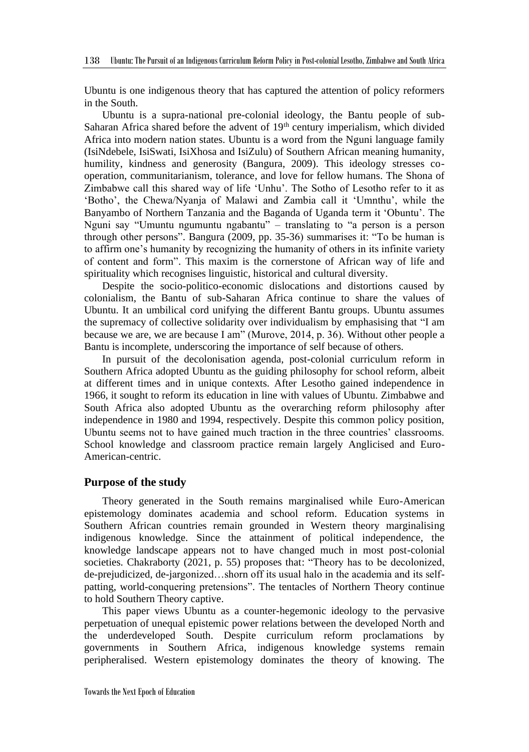Ubuntu is one indigenous theory that has captured the attention of policy reformers in the South.

Ubuntu is a supra-national pre-colonial ideology, the Bantu people of sub-Saharan Africa shared before the advent of 19th century imperialism, which divided Africa into modern nation states. Ubuntu is a word from the Nguni language family (IsiNdebele, IsiSwati, IsiXhosa and IsiZulu) of Southern African meaning humanity, humility, kindness and generosity (Bangura, 2009). This ideology stresses co-operation, communitarianism, tolerance, and love for fellow humans. The Shona of Zimbabwe call this shared way of life 'Unhu'. The Sotho of Lesotho refer to it as 'Botho', the Chewa/Nyanja of Malawi and Zambia call it 'Umnthu', while the Banyambo of Northern Tanzania and the Baganda of Uganda term it 'Obuntu'. The Nguni say "Umuntu ngumuntu ngabantu" – translating to "a person is a person through other persons". Bangura (2009, pp. 35-36) summarises it: "To be human is to affirm one's humanity by recognizing the humanity of others in its infinite variety of content and form". This maxim is the cornerstone of African way of life and spirituality which recognises linguistic, historical and cultural diversity.

Despite the socio-politico-economic dislocations and distortions caused by colonialism, the Bantu of sub-Saharan Africa continue to share the values of Ubuntu. It an umbilical cord unifying the different Bantu groups. Ubuntu assumes the supremacy of collective solidarity over individualism by emphasising that "I am because we are, we are because I am" (Murove, 2014, p. 36). Without other people a Bantu is incomplete, underscoring the importance of self because of others.

In pursuit of the decolonisation agenda, post-colonial curriculum reform in Southern Africa adopted Ubuntu as the guiding philosophy for school reform, albeit at different times and in unique contexts. After Lesotho gained independence in 1966, it sought to reform its education in line with values of Ubuntu. Zimbabwe and South Africa also adopted Ubuntu as the overarching reform philosophy after independence in 1980 and 1994, respectively. Despite this common policy position, Ubuntu seems not to have gained much traction in the three countries' classrooms. School knowledge and classroom practice remain largely Anglicised and Euro-American-centric.

## Purpose of the study

Theory generated in the South remains marginalised while Euro-American epistemology dominates academia and school reform. Education systems in Southern African countries remain grounded in Western theory marginalising indigenous knowledge. Since the attainment of political independence, the knowledge landscape appears not to have changed much in most post-colonial societies. Chakraborty (2021, p. 55) proposes that: "Theory has to be decolonized, de-prejudicized, de-jargonized…shorn off its usual halo in the academia and its self-patting, world-conquering pretensions". The tentacles of Northern Theory continue to hold Southern Theory captive.

This paper views Ubuntu as a counter-hegemonic ideology to the pervasive perpetuation of unequal epistemic power relations between the developed North and the underdeveloped South. Despite curriculum reform proclamations by governments in Southern Africa, indigenous knowledge systems remain peripheralised. Western epistemology dominates the theory of knowing. The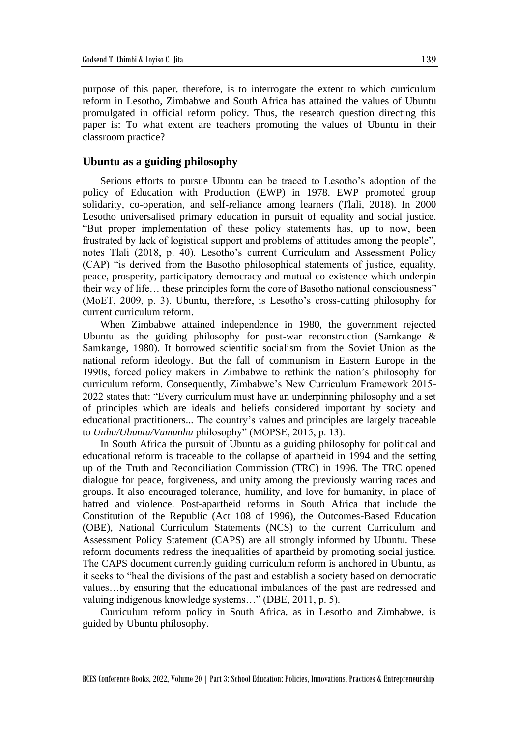purpose of this paper, therefore, is to interrogate the extent to which curriculum reform in Lesotho, Zimbabwe and South Africa has attained the values of Ubuntu promulgated in official reform policy. Thus, the research question directing this paper is: To what extent are teachers promoting the values of Ubuntu in their classroom practice?

## Ubuntu as a guiding philosophy

Serious efforts to pursue Ubuntu can be traced to Lesotho's adoption of the policy of Education with Production (EWP) in 1978. EWP promoted group solidarity, co-operation, and self-reliance among learners (Tlali, 2018). In 2000 Lesotho universalised primary education in pursuit of equality and social justice. "But proper implementation of these policy statements has, up to now, been frustrated by lack of logistical support and problems of attitudes among the people", notes Tlali (2018, p. 40). Lesotho's current Curriculum and Assessment Policy (CAP) "is derived from the Basotho philosophical statements of justice, equality, peace, prosperity, participatory democracy and mutual co-existence which underpin their way of life… these principles form the core of Basotho national consciousness" (MoET, 2009, p. 3). Ubuntu, therefore, is Lesotho's cross-cutting philosophy for current curriculum reform.

When Zimbabwe attained independence in 1980, the government rejected Ubuntu as the guiding philosophy for post-war reconstruction (Samkange & Samkange, 1980). It borrowed scientific socialism from the Soviet Union as the national reform ideology. But the fall of communism in Eastern Europe in the 1990s, forced policy makers in Zimbabwe to rethink the nation's philosophy for curriculum reform. Consequently, Zimbabwe's New Curriculum Framework 2015-2022 states that: "Every curriculum must have an underpinning philosophy and a set of principles which are ideals and beliefs considered important by society and educational practitioners... The country's values and principles are largely traceable to *Unhu/Ubuntu/Vumunhu* philosophy" (MOPSE, 2015, p. 13).

In South Africa the pursuit of Ubuntu as a guiding philosophy for political and educational reform is traceable to the collapse of apartheid in 1994 and the setting up of the Truth and Reconciliation Commission (TRC) in 1996. The TRC opened dialogue for peace, forgiveness, and unity among the previously warring races and groups. It also encouraged tolerance, humility, and love for humanity, in place of hatred and violence. Post-apartheid reforms in South Africa that include the Constitution of the Republic (Act 108 of 1996), the Outcomes-Based Education (OBE), National Curriculum Statements (NCS) to the current Curriculum and Assessment Policy Statement (CAPS) are all strongly informed by Ubuntu. These reform documents redress the inequalities of apartheid by promoting social justice. The CAPS document currently guiding curriculum reform is anchored in Ubuntu, as it seeks to "heal the divisions of the past and establish a society based on democratic values…by ensuring that the educational imbalances of the past are redressed and valuing indigenous knowledge systems…" (DBE, 2011, p. 5).

Curriculum reform policy in South Africa, as in Lesotho and Zimbabwe, is guided by Ubuntu philosophy.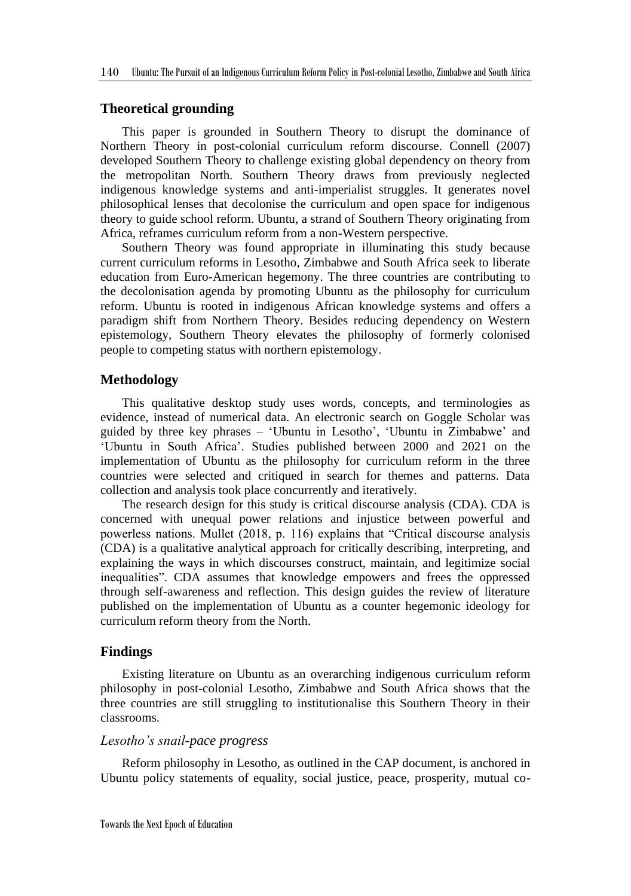## Theoretical grounding

This paper is grounded in Southern Theory to disrupt the dominance of Northern Theory in post-colonial curriculum reform discourse. Connell (2007) developed Southern Theory to challenge existing global dependency on theory from the metropolitan North. Southern Theory draws from previously neglected indigenous knowledge systems and anti-imperialist struggles. It generates novel philosophical lenses that decolonise the curriculum and open space for indigenous theory to guide school reform. Ubuntu, a strand of Southern Theory originating from Africa, reframes curriculum reform from a non-Western perspective.

Southern Theory was found appropriate in illuminating this study because current curriculum reforms in Lesotho, Zimbabwe and South Africa seek to liberate education from Euro-American hegemony. The three countries are contributing to the decolonisation agenda by promoting Ubuntu as the philosophy for curriculum reform. Ubuntu is rooted in indigenous African knowledge systems and offers a paradigm shift from Northern Theory. Besides reducing dependency on Western epistemology, Southern Theory elevates the philosophy of formerly colonised people to competing status with northern epistemology.

## Methodology

This qualitative desktop study uses words, concepts, and terminologies as evidence, instead of numerical data. An electronic search on Goggle Scholar was guided by three key phrases – 'Ubuntu in Lesotho', 'Ubuntu in Zimbabwe' and 'Ubuntu in South Africa'. Studies published between 2000 and 2021 on the implementation of Ubuntu as the philosophy for curriculum reform in the three countries were selected and critiqued in search for themes and patterns. Data collection and analysis took place concurrently and iteratively.

The research design for this study is critical discourse analysis (CDA). CDA is concerned with unequal power relations and injustice between powerful and powerless nations. Mullet (2018, p. 116) explains that "Critical discourse analysis (CDA) is a qualitative analytical approach for critically describing, interpreting, and explaining the ways in which discourses construct, maintain, and legitimize social inequalities". CDA assumes that knowledge empowers and frees the oppressed through self-awareness and reflection. This design guides the review of literature published on the implementation of Ubuntu as a counter hegemonic ideology for curriculum reform theory from the North.

## Findings

Existing literature on Ubuntu as an overarching indigenous curriculum reform philosophy in post-colonial Lesotho, Zimbabwe and South Africa shows that the three countries are still struggling to institutionalise this Southern Theory in their classrooms.

### *Lesotho's snail-pace progress*

Reform philosophy in Lesotho, as outlined in the CAP document, is anchored in Ubuntu policy statements of equality, social justice, peace, prosperity, mutual co-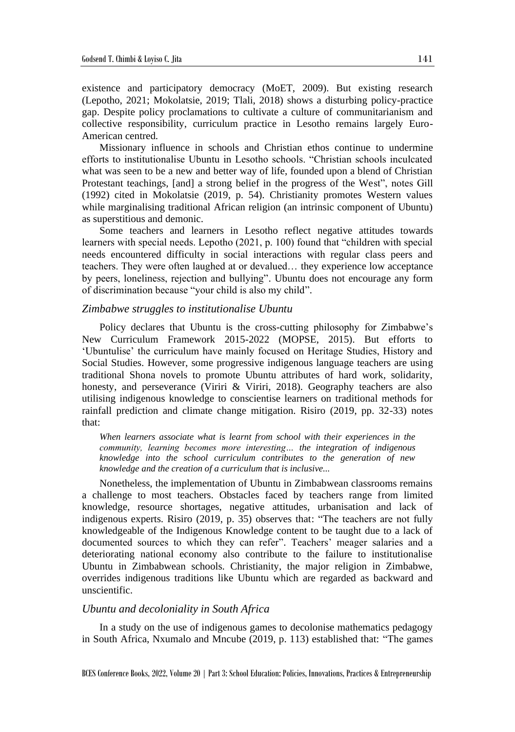existence and participatory democracy (MoET, 2009). But existing research (Lepotho, 2021; Mokolatsie, 2019; Tlali, 2018) shows a disturbing policy-practice gap. Despite policy proclamations to cultivate a culture of communitarianism and collective responsibility, curriculum practice in Lesotho remains largely Euro-American centred.

Missionary influence in schools and Christian ethos continue to undermine efforts to institutionalise Ubuntu in Lesotho schools. "Christian schools inculcated what was seen to be a new and better way of life, founded upon a blend of Christian Protestant teachings, [and] a strong belief in the progress of the West", notes Gill (1992) cited in Mokolatsie (2019, p. 54). Christianity promotes Western values while marginalising traditional African religion (an intrinsic component of Ubuntu) as superstitious and demonic.

Some teachers and learners in Lesotho reflect negative attitudes towards learners with special needs. Lepotho (2021, p. 100) found that "children with special needs encountered difficulty in social interactions with regular class peers and teachers. They were often laughed at or devalued… they experience low acceptance by peers, loneliness, rejection and bullying". Ubuntu does not encourage any form of discrimination because "your child is also my child".

### *Zimbabwe struggles to institutionalise Ubuntu*

Policy declares that Ubuntu is the cross-cutting philosophy for Zimbabwe's New Curriculum Framework 2015-2022 (MOPSE, 2015). But efforts to 'Ubuntulise' the curriculum have mainly focused on Heritage Studies, History and Social Studies. However, some progressive indigenous language teachers are using traditional Shona novels to promote Ubuntu attributes of hard work, solidarity, honesty, and perseverance (Viriri & Viriri, 2018). Geography teachers are also utilising indigenous knowledge to conscientise learners on traditional methods for rainfall prediction and climate change mitigation. Risiro (2019, pp. 32-33) notes that:

> *When learners associate what is learnt from school with their experiences in the community, learning becomes more interesting… the integration of indigenous knowledge into the school curriculum contributes to the generation of new knowledge and the creation of a curriculum that is inclusive...*

Nonetheless, the implementation of Ubuntu in Zimbabwean classrooms remains a challenge to most teachers. Obstacles faced by teachers range from limited knowledge, resource shortages, negative attitudes, urbanisation and lack of indigenous experts. Risiro (2019, p. 35) observes that: "The teachers are not fully knowledgeable of the Indigenous Knowledge content to be taught due to a lack of documented sources to which they can refer". Teachers' meager salaries and a deteriorating national economy also contribute to the failure to institutionalise Ubuntu in Zimbabwean schools. Christianity, the major religion in Zimbabwe, overrides indigenous traditions like Ubuntu which are regarded as backward and unscientific.

### *Ubuntu and decoloniality in South Africa*

In a study on the use of indigenous games to decolonise mathematics pedagogy in South Africa, Nxumalo and Mncube (2019, p. 113) established that: "The games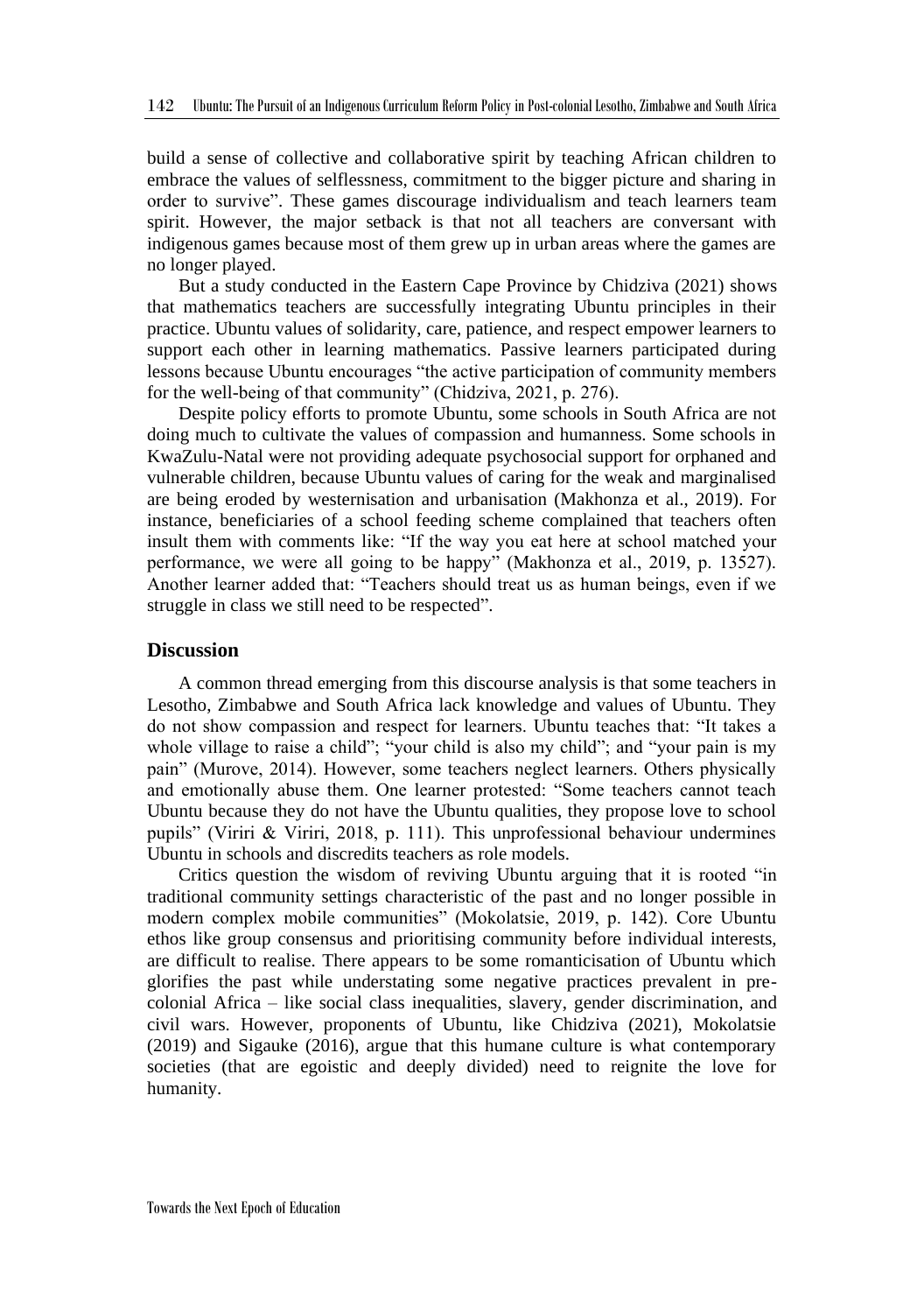build a sense of collective and collaborative spirit by teaching African children to embrace the values of selflessness, commitment to the bigger picture and sharing in order to survive". These games discourage individualism and teach learners team spirit. However, the major setback is that not all teachers are conversant with indigenous games because most of them grew up in urban areas where the games are no longer played.

But a study conducted in the Eastern Cape Province by Chidziva (2021) shows that mathematics teachers are successfully integrating Ubuntu principles in their practice. Ubuntu values of solidarity, care, patience, and respect empower learners to support each other in learning mathematics. Passive learners participated during lessons because Ubuntu encourages "the active participation of community members for the well-being of that community" (Chidziva, 2021, p. 276).

Despite policy efforts to promote Ubuntu, some schools in South Africa are not doing much to cultivate the values of compassion and humanness. Some schools in KwaZulu-Natal were not providing adequate psychosocial support for orphaned and vulnerable children, because Ubuntu values of caring for the weak and marginalised are being eroded by westernisation and urbanisation (Makhonza et al., 2019). For instance, beneficiaries of a school feeding scheme complained that teachers often insult them with comments like: "If the way you eat here at school matched your performance, we were all going to be happy" (Makhonza et al., 2019, p. 13527). Another learner added that: "Teachers should treat us as human beings, even if we struggle in class we still need to be respected".

## Discussion

A common thread emerging from this discourse analysis is that some teachers in Lesotho, Zimbabwe and South Africa lack knowledge and values of Ubuntu. They do not show compassion and respect for learners. Ubuntu teaches that: "It takes a whole village to raise a child"; "your child is also my child"; and "your pain is my pain" (Murove, 2014). However, some teachers neglect learners. Others physically and emotionally abuse them. One learner protested: "Some teachers cannot teach Ubuntu because they do not have the Ubuntu qualities, they propose love to school pupils" (Viriri & Viriri, 2018, p. 111). This unprofessional behaviour undermines Ubuntu in schools and discredits teachers as role models.

Critics question the wisdom of reviving Ubuntu arguing that it is rooted "in traditional community settings characteristic of the past and no longer possible in modern complex mobile communities" (Mokolatsie, 2019, p. 142). Core Ubuntu ethos like group consensus and prioritising community before individual interests, are difficult to realise. There appears to be some romanticisation of Ubuntu which glorifies the past while understating some negative practices prevalent in pre-colonial Africa – like social class inequalities, slavery, gender discrimination, and civil wars. However, proponents of Ubuntu, like Chidziva (2021), Mokolatsie (2019) and Sigauke (2016), argue that this humane culture is what contemporary societies (that are egoistic and deeply divided) need to reignite the love for humanity.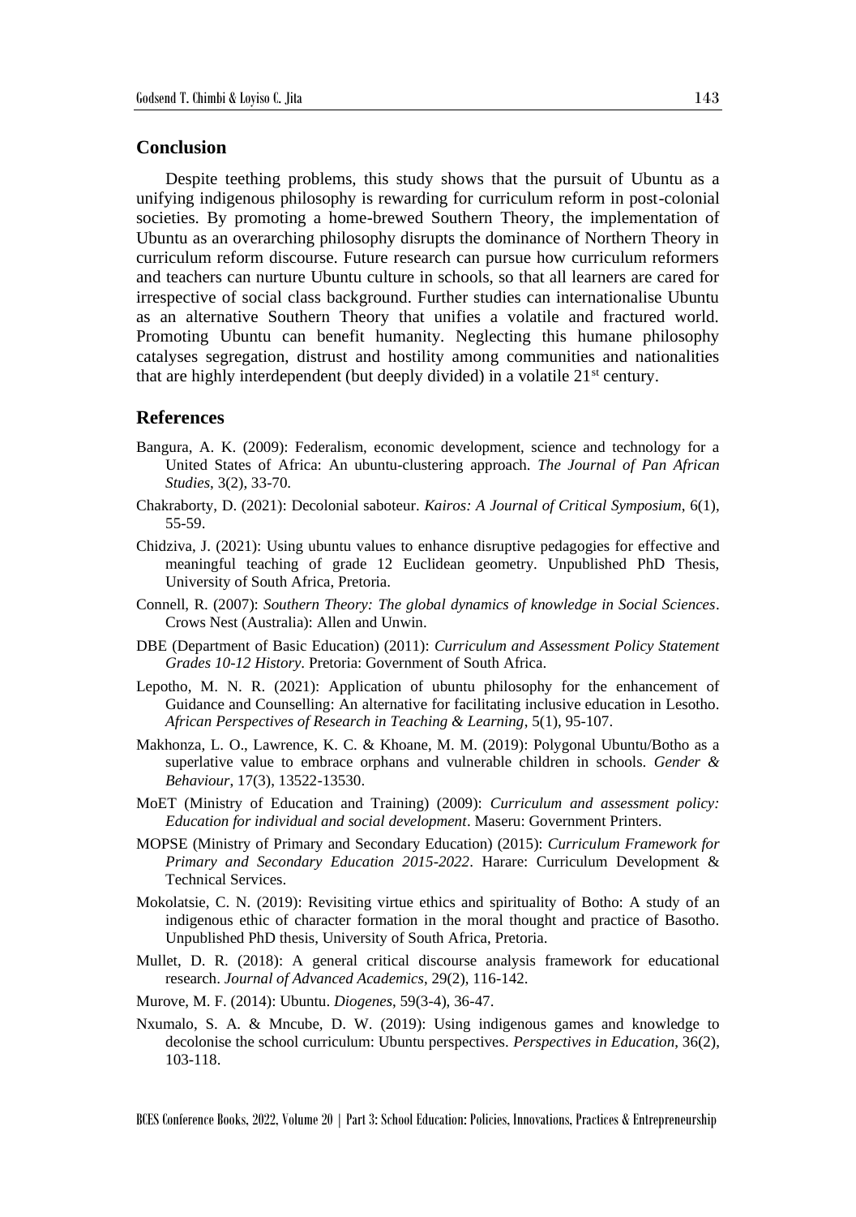## Conclusion

Despite teething problems, this study shows that the pursuit of Ubuntu as a unifying indigenous philosophy is rewarding for curriculum reform in post-colonial societies. By promoting a home-brewed Southern Theory, the implementation of Ubuntu as an overarching philosophy disrupts the dominance of Northern Theory in curriculum reform discourse. Future research can pursue how curriculum reformers and teachers can nurture Ubuntu culture in schools, so that all learners are cared for irrespective of social class background. Further studies can internationalise Ubuntu as an alternative Southern Theory that unifies a volatile and fractured world. Promoting Ubuntu can benefit humanity. Neglecting this humane philosophy catalyses segregation, distrust and hostility among communities and nationalities that are highly interdependent (but deeply divided) in a volatile 21st century.

## References

Bangura, A. K. (2009): Federalism, economic development, science and technology for a United States of Africa: An ubuntu-clustering approach. *The Journal of Pan African Studies*, 3(2), 33-70.

Chakraborty, D. (2021): Decolonial saboteur. *Kairos: A Journal of Critical Symposium*, 6(1), 55-59.

Chidziva, J. (2021): Using ubuntu values to enhance disruptive pedagogies for effective and meaningful teaching of grade 12 Euclidean geometry. Unpublished PhD Thesis, University of South Africa, Pretoria.

Connell, R. (2007): *Southern Theory: The global dynamics of knowledge in Social Sciences*. Crows Nest (Australia): Allen and Unwin.

DBE (Department of Basic Education) (2011): *Curriculum and Assessment Policy Statement Grades 10-12 History*. Pretoria: Government of South Africa.

Lepotho, M. N. R. (2021): Application of ubuntu philosophy for the enhancement of Guidance and Counselling: An alternative for facilitating inclusive education in Lesotho. *African Perspectives of Research in Teaching & Learning*, 5(1), 95-107.

Makhonza, L. O., Lawrence, K. C. & Khoane, M. M. (2019): Polygonal Ubuntu/Botho as a superlative value to embrace orphans and vulnerable children in schools. *Gender & Behaviour*, 17(3), 13522-13530.

MoET (Ministry of Education and Training) (2009): *Curriculum and assessment policy: Education for individual and social development*. Maseru: Government Printers.

MOPSE (Ministry of Primary and Secondary Education) (2015): *Curriculum Framework for Primary and Secondary Education 2015-2022*. Harare: Curriculum Development & Technical Services.

Mokolatsie, C. N. (2019): Revisiting virtue ethics and spirituality of Botho: A study of an indigenous ethic of character formation in the moral thought and practice of Basotho. Unpublished PhD thesis, University of South Africa, Pretoria.

Mullet, D. R. (2018): A general critical discourse analysis framework for educational research. *Journal of Advanced Academics*, 29(2), 116-142.

Murove, M. F. (2014): Ubuntu. *Diogenes*, 59(3-4), 36-47.

Nxumalo, S. A. & Mncube, D. W. (2019): Using indigenous games and knowledge to decolonise the school curriculum: Ubuntu perspectives. *Perspectives in Education*, 36(2), 103-118.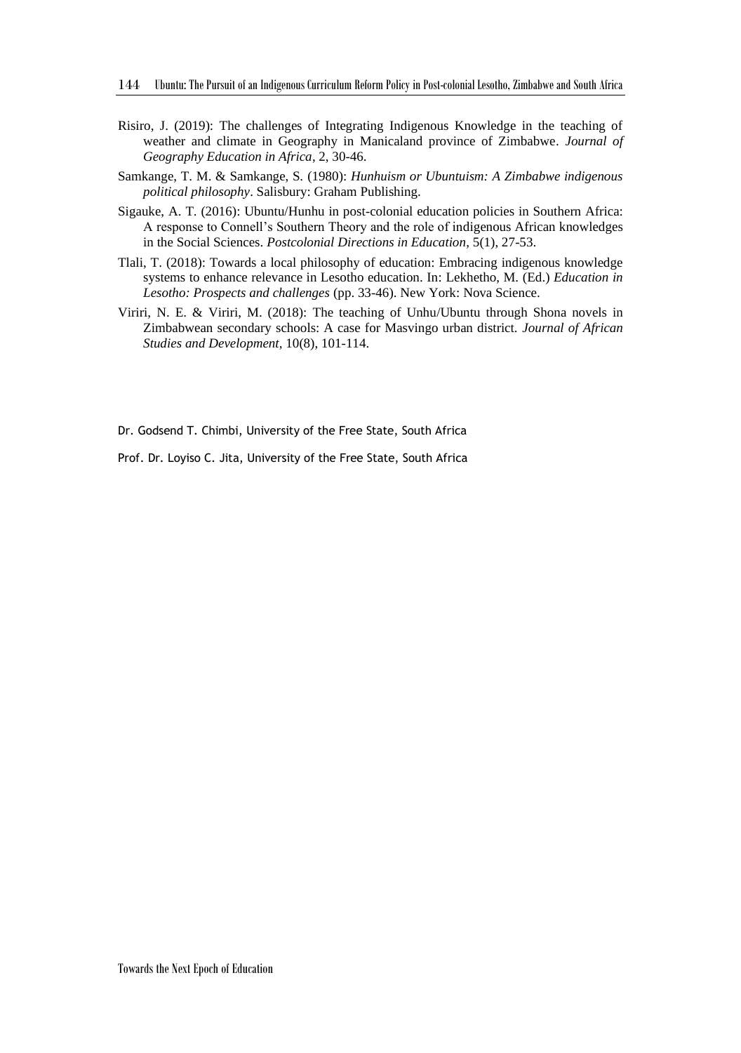Risiro, J. (2019): The challenges of Integrating Indigenous Knowledge in the teaching of weather and climate in Geography in Manicaland province of Zimbabwe. *Journal of Geography Education in Africa*, 2, 30-46.

Samkange, T. M. & Samkange, S. (1980): *Hunhuism or Ubuntuism: A Zimbabwe indigenous political philosophy*. Salisbury: Graham Publishing.

Sigauke, A. T. (2016): Ubuntu/Hunhu in post-colonial education policies in Southern Africa: A response to Connell's Southern Theory and the role of indigenous African knowledges in the Social Sciences. *Postcolonial Directions in Education*, 5(1), 27-53.

Tlali, T. (2018): Towards a local philosophy of education: Embracing indigenous knowledge systems to enhance relevance in Lesotho education. In: Lekhetho, M. (Ed.) *Education in Lesotho: Prospects and challenges* (pp. 33-46). New York: Nova Science.

Viriri, N. E. & Viriri, M. (2018): The teaching of Unhu/Ubuntu through Shona novels in Zimbabwean secondary schools: A case for Masvingo urban district. *Journal of African Studies and Development*, 10(8), 101-114.

Dr. Godsend T. Chimbi, University of the Free State, South Africa

Prof. Dr. Loyiso C. Jita, University of the Free State, South Africa